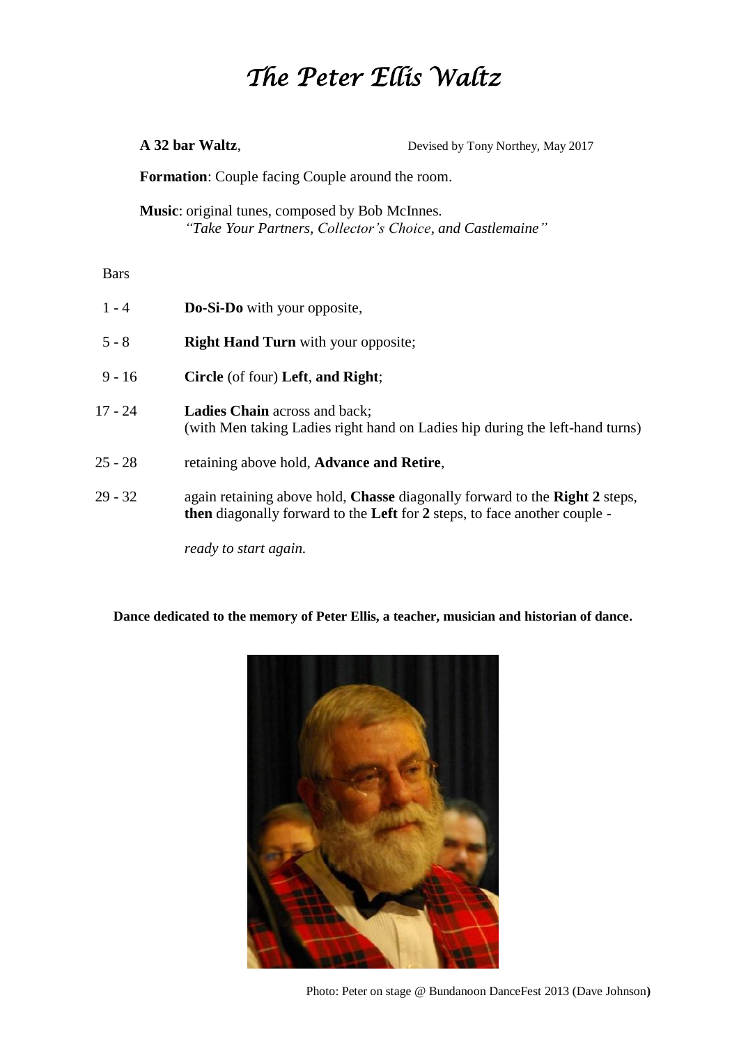# *The Peter Ellis Waltz*

**A 32 bar Waltz**, Devised by Tony Northey, May 2017

**Formation**: Couple facing Couple around the room.

**Music**: original tunes, composed by Bob McInnes.
*"Take Your Partners, Collector's Choice, and Castlemaine"*

| Bars | |
|---|---|
| 1 - 4 | **Do-Si-Do** with your opposite, |
| 5 - 8 | **Right Hand Turn** with your opposite; |
| 9 - 16 | **Circle** (of four) **Left**, **and Right**; |
| 17 - 24 | **Ladies Chain** across and back; (with Men taking Ladies right hand on Ladies hip during the left-hand turns) |
| 25 - 28 | retaining above hold, **Advance and Retire**, |
| 29 - 32 | again retaining above hold, **Chasse** diagonally forward to the **Right 2** steps, **then** diagonally forward to the **Left** for **2** steps, to face another couple - |
| | *ready to start again.* |

**Dance dedicated to the memory of Peter Ellis, a teacher, musician and historian of dance.**

Photo: Peter on stage @ Bundanoon DanceFest 2013 (Dave Johnson)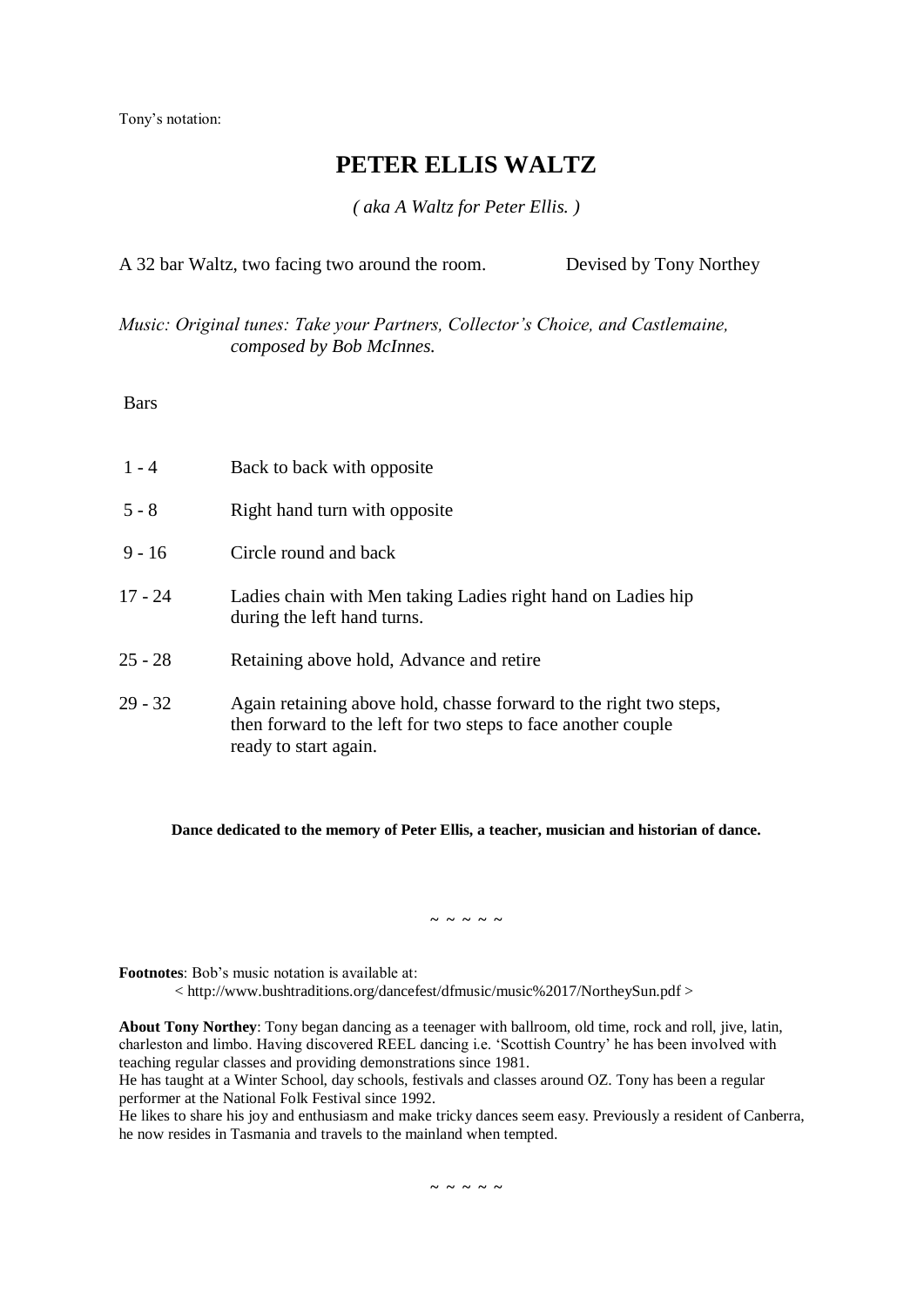Tony's notation:

# PETER ELLIS WALTZ

*( aka A Waltz for Peter Ellis. )*

A 32 bar Waltz, two facing two around the room. Devised by Tony Northey

*Music: Original tunes: Take your Partners, Collector's Choice, and Castlemaine, composed by Bob McInnes.*

| Bars | |
|---|---|
| 1 - 4 | Back to back with opposite |
| 5 - 8 | Right hand turn with opposite |
| 9 - 16 | Circle round and back |
| 17 - 24 | Ladies chain with Men taking Ladies right hand on Ladies hip during the left hand turns. |
| 25 - 28 | Retaining above hold, Advance and retire |
| 29 - 32 | Again retaining above hold, chasse forward to the right two steps, then forward to the left for two steps to face another couple ready to start again. |

**Dance dedicated to the memory of Peter Ellis, a teacher, musician and historian of dance.**

~ ~ ~ ~ ~

**Footnotes**: Bob's music notation is available at:
< http://www.bushtraditions.org/dancefest/dfmusic/music%2017/NortheySun.pdf >

**About Tony Northey**: Tony began dancing as a teenager with ballroom, old time, rock and roll, jive, latin, charleston and limbo. Having discovered REEL dancing i.e. 'Scottish Country' he has been involved with teaching regular classes and providing demonstrations since 1981.
He has taught at a Winter School, day schools, festivals and classes around OZ. Tony has been a regular performer at the National Folk Festival since 1992.
He likes to share his joy and enthusiasm and make tricky dances seem easy. Previously a resident of Canberra, he now resides in Tasmania and travels to the mainland when tempted.

~ ~ ~ ~ ~